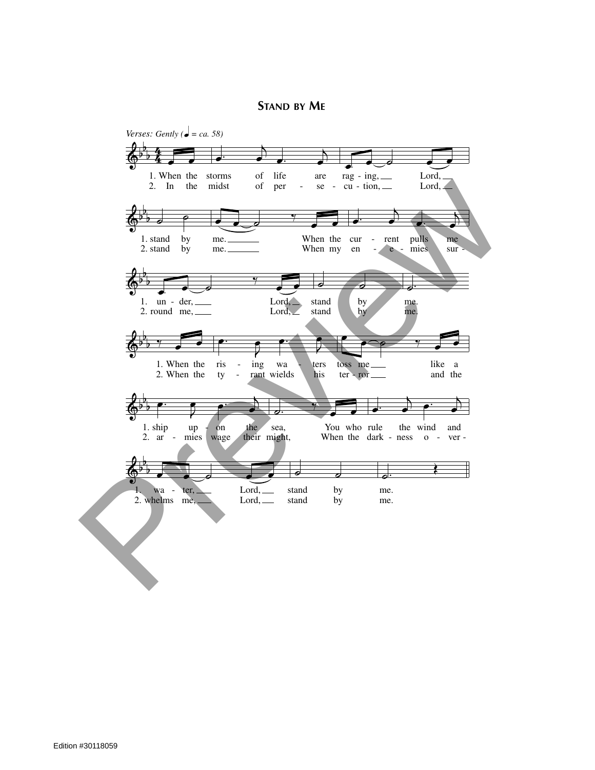# Stand by Me

*Verses: Gently (♩ = ca. 58)*

1. When the storms of life are raging, Lord, stand by me. When the current pulls me under, Lord, stand by me. When the rising waters toss me like a ship upon the sea, You who rule the wind and water, Lord, stand by me.

2. In the midst of persecution, Lord, stand by me. When my enemies surround me, Lord, stand by me. When the tyrant wields his terror and the armies wage their might, When the darkness overwhelms me, Lord, stand by me.

Edition #30118059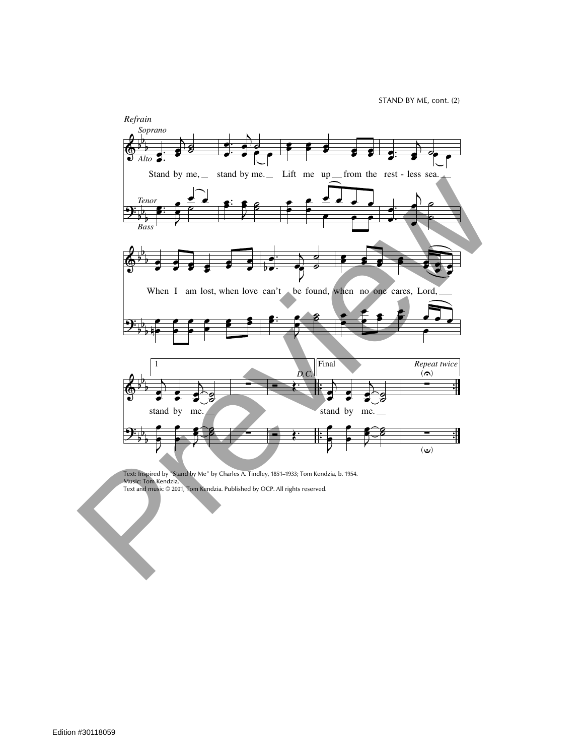*Refrain*

Soprano / Alto

Stand by me, stand by me. Lift me up from the rest - less sea.

Tenor / Bass

When I am lost, when love can't be found, when no one cares, Lord,

1 — stand by me. — *D.C.*

Final — stand by me. — *Repeat twice*

Text: Inspired by "Stand by Me" by Charles A. Tindley, 1851–1933; Tom Kendzia, b. 1954.
Music: Tom Kendzia.
Text and music © 2001, Tom Kendzia. Published by OCP. All rights reserved.

Edition #30118059